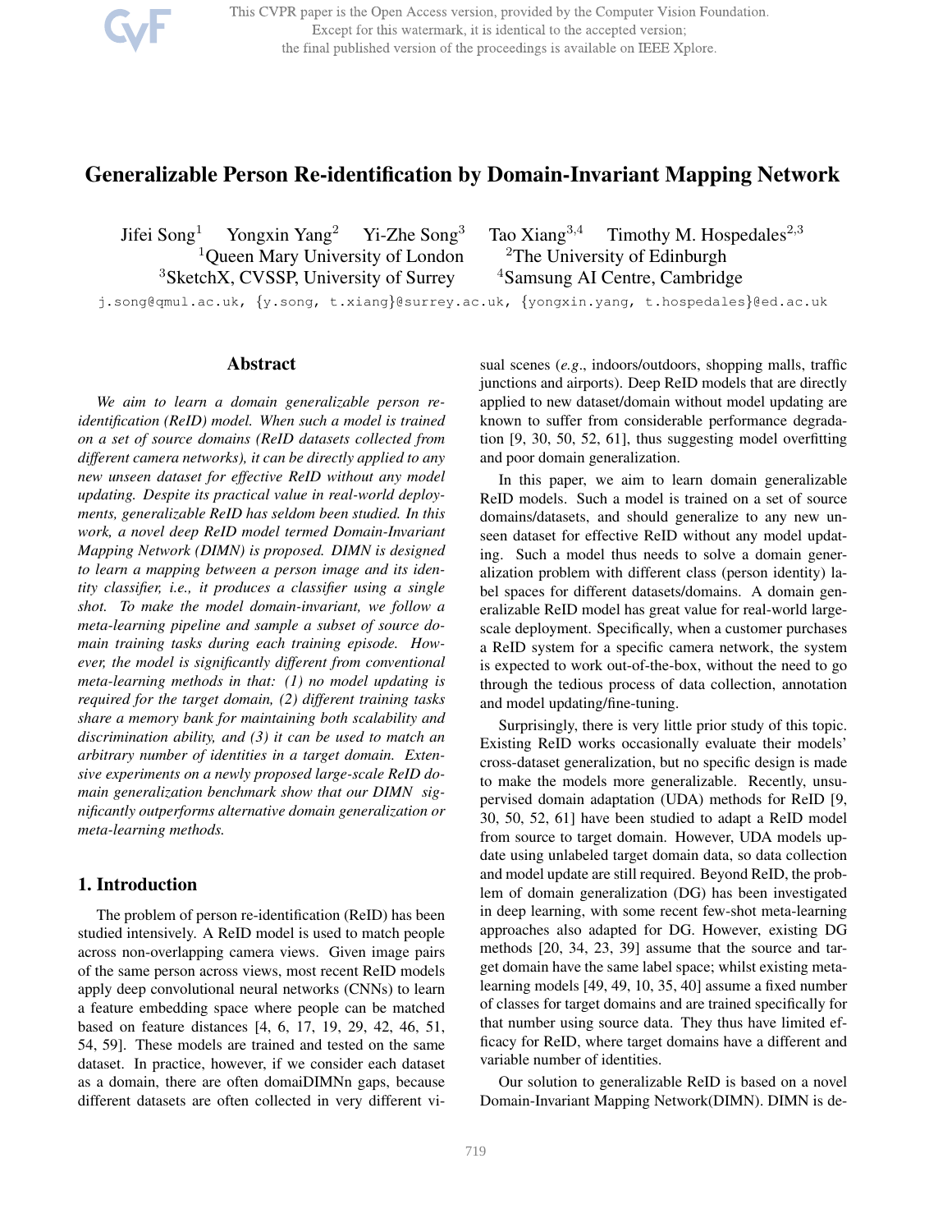# Generalizable Person Re-identification by Domain-Invariant Mapping Network

Jifei Song[1] Yongxin Yang[2] Yi-Zhe Song[3] Tao Xiang[3,4] Timothy M. Hospedales[2,3]
[1]Queen Mary University of London [2]The University of Edinburgh
[3]SketchX, CVSSP, University of Surrey [4]Samsung AI Centre, Cambridge

j.song@qmul.ac.uk, {y.song, t.xiang}@surrey.ac.uk, {yongxin.yang, t.hospedales}@ed.ac.uk

## Abstract

*We aim to learn a domain generalizable person re-identification (ReID) model. When such a model is trained on a set of source domains (ReID datasets collected from different camera networks), it can be directly applied to any new unseen dataset for effective ReID without any model updating. Despite its practical value in real-world deployments, generalizable ReID has seldom been studied. In this work, a novel deep ReID model termed Domain-Invariant Mapping Network (DIMN) is proposed. DIMN is designed to learn a mapping between a person image and its identity classifier, i.e., it produces a classifier using a single shot. To make the model domain-invariant, we follow a meta-learning pipeline and sample a subset of source domain training tasks during each training episode. However, the model is significantly different from conventional meta-learning methods in that: (1) no model updating is required for the target domain, (2) different training tasks share a memory bank for maintaining both scalability and discrimination ability, and (3) it can be used to match an arbitrary number of identities in a target domain. Extensive experiments on a newly proposed large-scale ReID domain generalization benchmark show that our DIMN significantly outperforms alternative domain generalization or meta-learning methods.*

## 1. Introduction

The problem of person re-identification (ReID) has been studied intensively. A ReID model is used to match people across non-overlapping camera views. Given image pairs of the same person across views, most recent ReID models apply deep convolutional neural networks (CNNs) to learn a feature embedding space where people can be matched based on feature distances [4, 6, 17, 19, 29, 42, 46, 51, 54, 59]. These models are trained and tested on the same dataset. In practice, however, if we consider each dataset as a domain, there are often domaiDIMNn gaps, because different datasets are often collected in very different visual scenes (*e.g*., indoors/outdoors, shopping malls, traffic junctions and airports). Deep ReID models that are directly applied to new dataset/domain without model updating are known to suffer from considerable performance degradation [9, 30, 50, 52, 61], thus suggesting model overfitting and poor domain generalization.

In this paper, we aim to learn domain generalizable ReID models. Such a model is trained on a set of source domains/datasets, and should generalize to any new unseen dataset for effective ReID without any model updating. Such a model thus needs to solve a domain generalization problem with different class (person identity) label spaces for different datasets/domains. A domain generalizable ReID model has great value for real-world large-scale deployment. Specifically, when a customer purchases a ReID system for a specific camera network, the system is expected to work out-of-the-box, without the need to go through the tedious process of data collection, annotation and model updating/fine-tuning.

Surprisingly, there is very little prior study of this topic. Existing ReID works occasionally evaluate their models' cross-dataset generalization, but no specific design is made to make the models more generalizable. Recently, unsupervised domain adaptation (UDA) methods for ReID [9, 30, 50, 52, 61] have been studied to adapt a ReID model from source to target domain. However, UDA models update using unlabeled target domain data, so data collection and model update are still required. Beyond ReID, the problem of domain generalization (DG) has been investigated in deep learning, with some recent few-shot meta-learning approaches also adapted for DG. However, existing DG methods [20, 34, 23, 39] assume that the source and target domain have the same label space; whilst existing meta-learning models [49, 49, 10, 35, 40] assume a fixed number of classes for target domains and are trained specifically for that number using source data. They thus have limited efficacy for ReID, where target domains have a different and variable number of identities.

Our solution to generalizable ReID is based on a novel Domain-Invariant Mapping Network(DIMN). DIMN is de-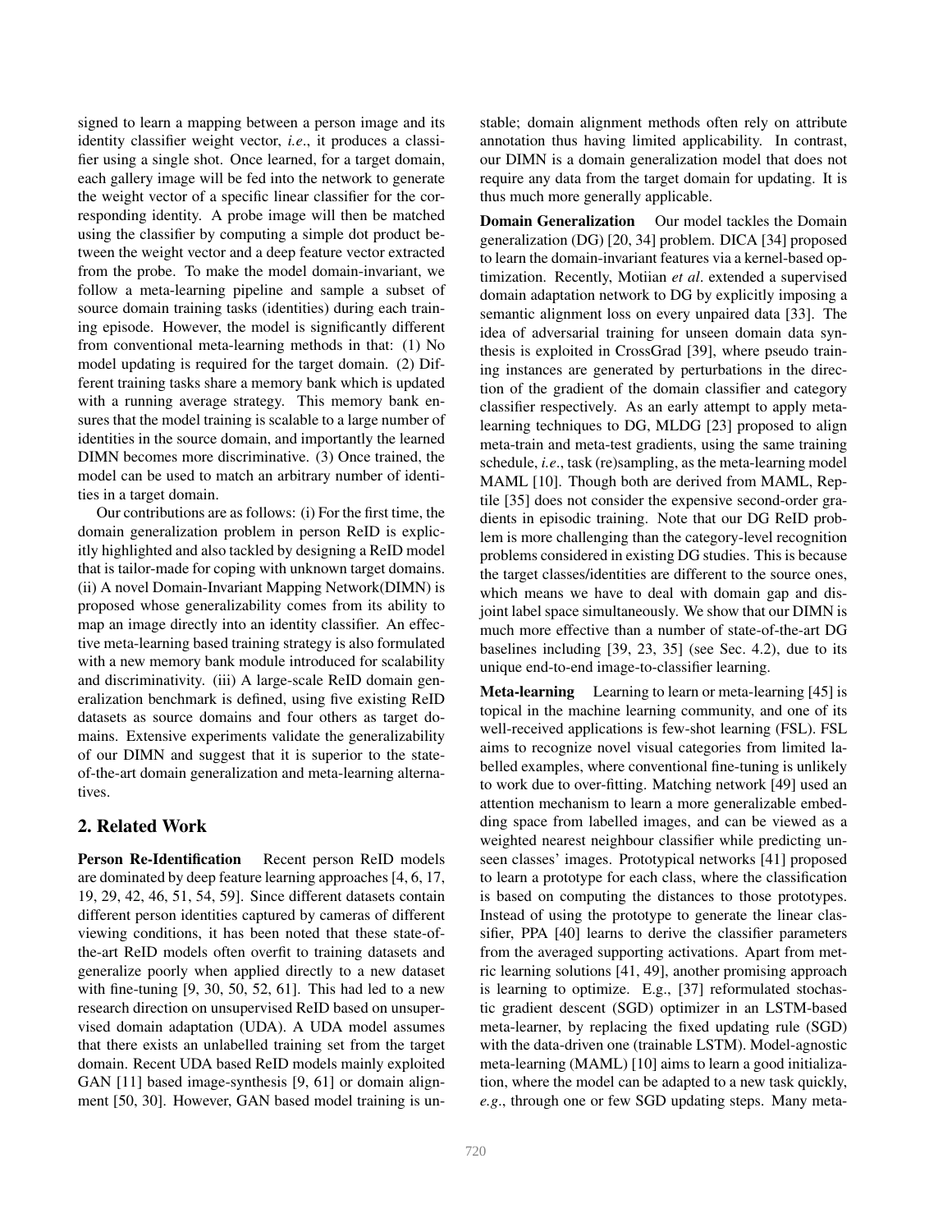signed to learn a mapping between a person image and its identity classifier weight vector, *i.e*., it produces a classifier using a single shot. Once learned, for a target domain, each gallery image will be fed into the network to generate the weight vector of a specific linear classifier for the corresponding identity. A probe image will then be matched using the classifier by computing a simple dot product between the weight vector and a deep feature vector extracted from the probe. To make the model domain-invariant, we follow a meta-learning pipeline and sample a subset of source domain training tasks (identities) during each training episode. However, the model is significantly different from conventional meta-learning methods in that: (1) No model updating is required for the target domain. (2) Different training tasks share a memory bank which is updated with a running average strategy. This memory bank ensures that the model training is scalable to a large number of identities in the source domain, and importantly the learned DIMN becomes more discriminative. (3) Once trained, the model can be used to match an arbitrary number of identities in a target domain.

Our contributions are as follows: (i) For the first time, the domain generalization problem in person ReID is explicitly highlighted and also tackled by designing a ReID model that is tailor-made for coping with unknown target domains. (ii) A novel Domain-Invariant Mapping Network(DIMN) is proposed whose generalizability comes from its ability to map an image directly into an identity classifier. An effective meta-learning based training strategy is also formulated with a new memory bank module introduced for scalability and discriminativity. (iii) A large-scale ReID domain generalization benchmark is defined, using five existing ReID datasets as source domains and four others as target domains. Extensive experiments validate the generalizability of our DIMN and suggest that it is superior to the state-of-the-art domain generalization and meta-learning alternatives.

## 2. Related Work

**Person Re-Identification** Recent person ReID models are dominated by deep feature learning approaches [4, 6, 17, 19, 29, 42, 46, 51, 54, 59]. Since different datasets contain different person identities captured by cameras of different viewing conditions, it has been noted that these state-of-the-art ReID models often overfit to training datasets and generalize poorly when applied directly to a new dataset with fine-tuning [9, 30, 50, 52, 61]. This had led to a new research direction on unsupervised ReID based on unsupervised domain adaptation (UDA). A UDA model assumes that there exists an unlabelled training set from the target domain. Recent UDA based ReID models mainly exploited GAN [11] based image-synthesis [9, 61] or domain alignment [50, 30]. However, GAN based model training is unstable; domain alignment methods often rely on attribute annotation thus having limited applicability. In contrast, our DIMN is a domain generalization model that does not require any data from the target domain for updating. It is thus much more generally applicable.

**Domain Generalization** Our model tackles the Domain generalization (DG) [20, 34] problem. DICA [34] proposed to learn the domain-invariant features via a kernel-based optimization. Recently, Motiian *et al*. extended a supervised domain adaptation network to DG by explicitly imposing a semantic alignment loss on every unpaired data [33]. The idea of adversarial training for unseen domain data synthesis is exploited in CrossGrad [39], where pseudo training instances are generated by perturbations in the direction of the gradient of the domain classifier and category classifier respectively. As an early attempt to apply meta-learning techniques to DG, MLDG [23] proposed to align meta-train and meta-test gradients, using the same training schedule, *i.e*., task (re)sampling, as the meta-learning model MAML [10]. Though both are derived from MAML, Reptile [35] does not consider the expensive second-order gradients in episodic training. Note that our DG ReID problem is more challenging than the category-level recognition problems considered in existing DG studies. This is because the target classes/identities are different to the source ones, which means we have to deal with domain gap and disjoint label space simultaneously. We show that our DIMN is much more effective than a number of state-of-the-art DG baselines including [39, 23, 35] (see Sec. 4.2), due to its unique end-to-end image-to-classifier learning.

**Meta-learning** Learning to learn or meta-learning [45] is topical in the machine learning community, and one of its well-received applications is few-shot learning (FSL). FSL aims to recognize novel visual categories from limited labelled examples, where conventional fine-tuning is unlikely to work due to over-fitting. Matching network [49] used an attention mechanism to learn a more generalizable embedding space from labelled images, and can be viewed as a weighted nearest neighbour classifier while predicting unseen classes' images. Prototypical networks [41] proposed to learn a prototype for each class, where the classification is based on computing the distances to those prototypes. Instead of using the prototype to generate the linear classifier, PPA [40] learns to derive the classifier parameters from the averaged supporting activations. Apart from metric learning solutions [41, 49], another promising approach is learning to optimize. E.g., [37] reformulated stochastic gradient descent (SGD) optimizer in an LSTM-based meta-learner, by replacing the fixed updating rule (SGD) with the data-driven one (trainable LSTM). Model-agnostic meta-learning (MAML) [10] aims to learn a good initialization, where the model can be adapted to a new task quickly, *e.g*., through one or few SGD updating steps. Many meta-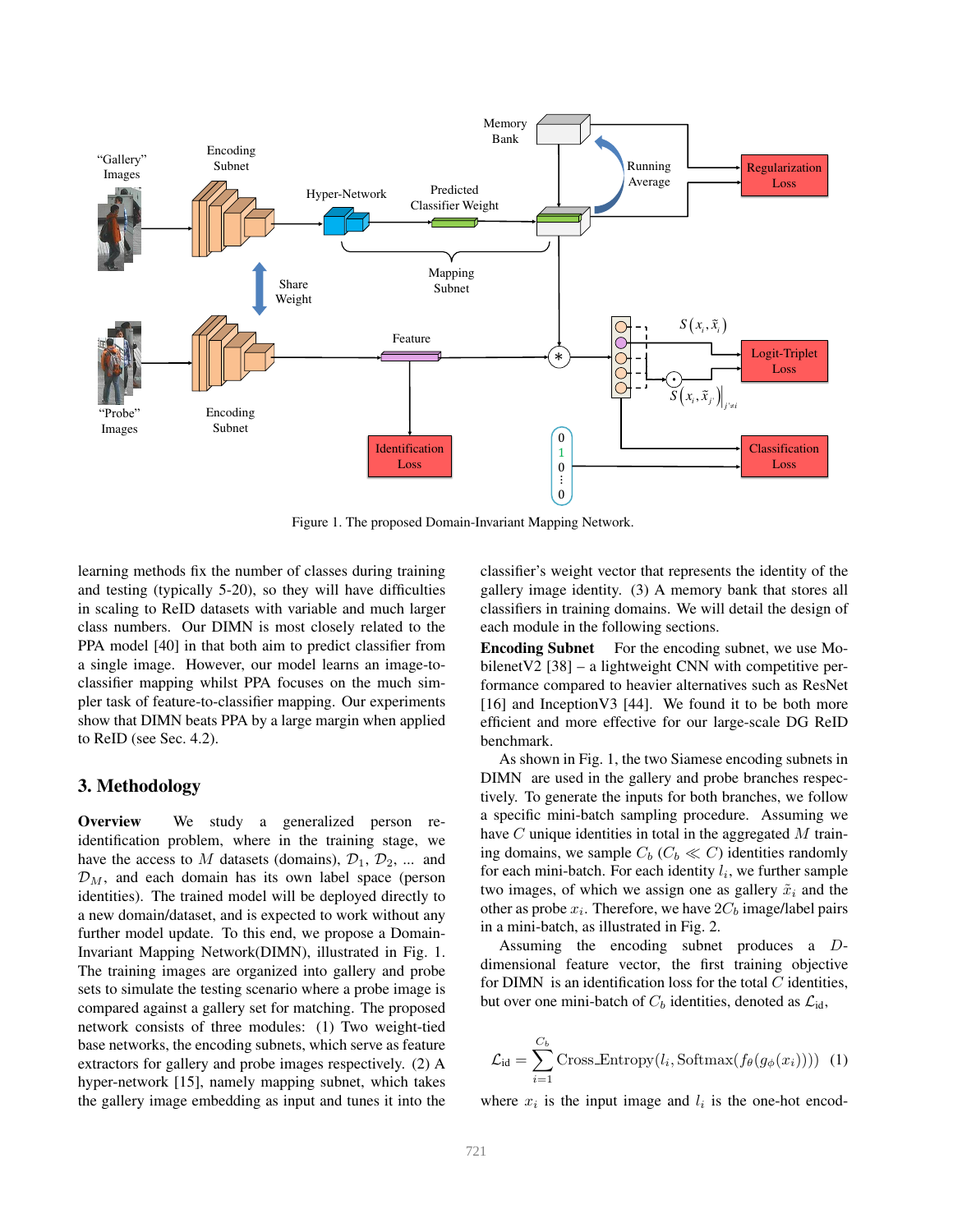Memory Bank

Running Average

Regularization Loss

"Gallery" Images

Encoding Subnet

Hyper-Network

Predicted Classifier Weight

Mapping Subnet

Share Weight

Feature

$S(x_i, \tilde{x}_i)$

Logit-Triplet Loss

$S(x_i, \tilde{x}_{j'})|_{j' \neq i}$

"Probe" Images

Encoding Subnet

Identification Loss

Classification Loss

Figure 1. The proposed Domain-Invariant Mapping Network.

learning methods fix the number of classes during training and testing (typically 5-20), so they will have difficulties in scaling to ReID datasets with variable and much larger class numbers. Our DIMN is most closely related to the PPA model [40] in that both aim to predict classifier from a single image. However, our model learns an image-to-classifier mapping whilst PPA focuses on the much simpler task of feature-to-classifier mapping. Our experiments show that DIMN beats PPA by a large margin when applied to ReID (see Sec. 4.2).

## 3. Methodology

**Overview** We study a generalized person re-identification problem, where in the training stage, we have the access to $M$ datasets (domains), $\mathcal{D}_1$, $\mathcal{D}_2$, ... and $\mathcal{D}_M$, and each domain has its own label space (person identities). The trained model will be deployed directly to a new domain/dataset, and is expected to work without any further model update. To this end, we propose a Domain-Invariant Mapping Network(DIMN), illustrated in Fig. 1. The training images are organized into gallery and probe sets to simulate the testing scenario where a probe image is compared against a gallery set for matching. The proposed network consists of three modules: (1) Two weight-tied base networks, the encoding subnets, which serve as feature extractors for gallery and probe images respectively. (2) A hyper-network [15], namely mapping subnet, which takes the gallery image embedding as input and tunes it into the classifier's weight vector that represents the identity of the gallery image identity. (3) A memory bank that stores all classifiers in training domains. We will detail the design of each module in the following sections.

**Encoding Subnet** For the encoding subnet, we use MobilenetV2 [38] – a lightweight CNN with competitive performance compared to heavier alternatives such as ResNet [16] and InceptionV3 [44]. We found it to be both more efficient and more effective for our large-scale DG ReID benchmark.

As shown in Fig. 1, the two Siamese encoding subnets in DIMN are used in the gallery and probe branches respectively. To generate the inputs for both branches, we follow a specific mini-batch sampling procedure. Assuming we have $C$ unique identities in total in the aggregated $M$ training domains, we sample $C_b$ ($C_b \ll C$) identities randomly for each mini-batch. For each identity $l_i$, we further sample two images, of which we assign one as gallery $\tilde{x}_i$ and the other as probe $x_i$. Therefore, we have $2C_b$ image/label pairs in a mini-batch, as illustrated in Fig. 2.

Assuming the encoding subnet produces a $D$-dimensional feature vector, the first training objective for DIMN is an identification loss for the total $C$ identities, but over one mini-batch of $C_b$ identities, denoted as $\mathcal{L}_{\text{id}}$,

$$\mathcal{L}_{\text{id}} = \sum_{i=1}^{C_b} \text{Cross\_Entropy}(l_i, \text{Softmax}(f_\theta(g_\phi(x_i)))) \quad (1)$$

where $x_i$ is the input image and $l_i$ is the one-hot encod-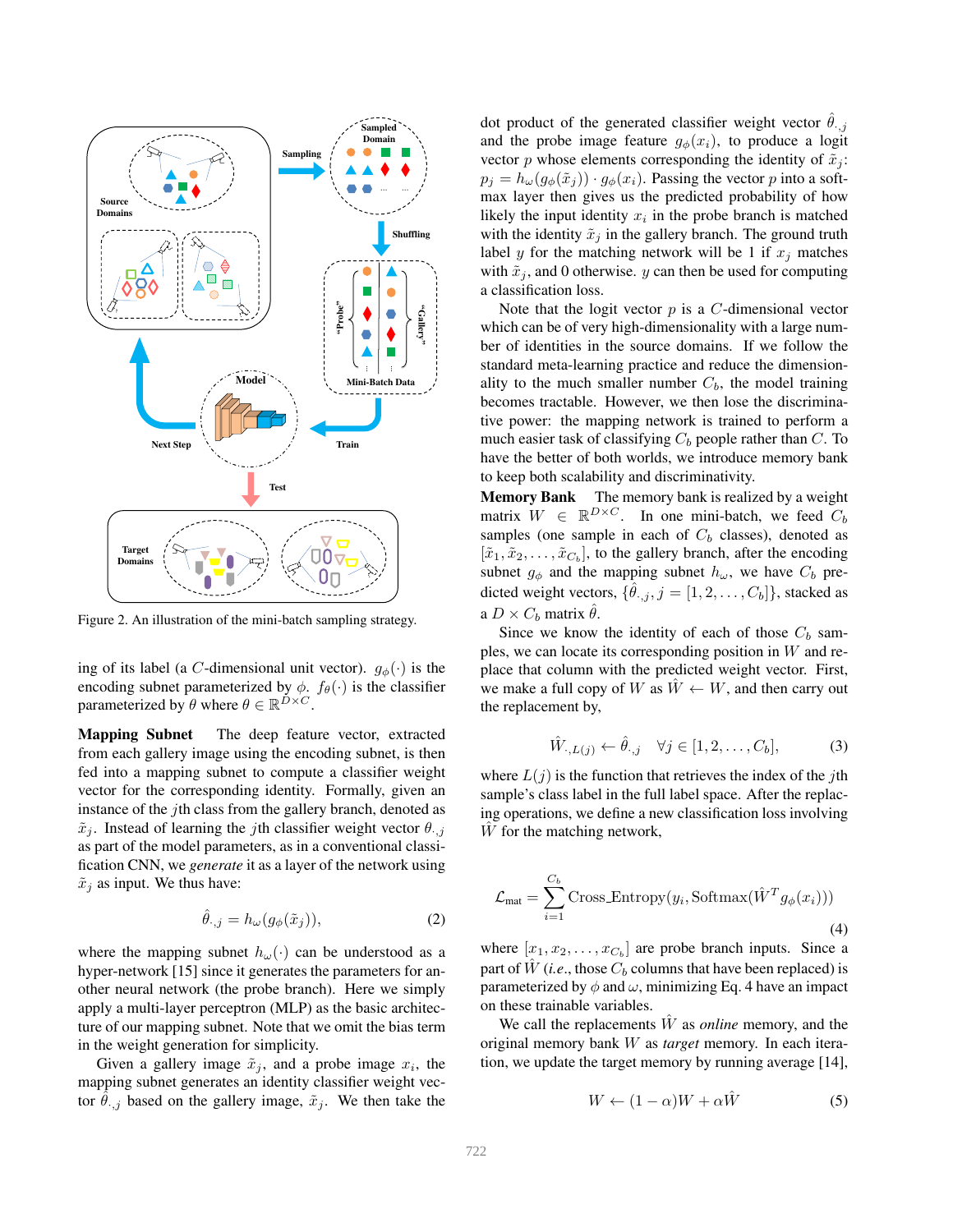Figure 2. An illustration of the mini-batch sampling strategy.

ing of its label (a $C$-dimensional unit vector). $g_\phi(\cdot)$ is the encoding subnet parameterized by $\phi$. $f_\theta(\cdot)$ is the classifier parameterized by $\theta$ where $\theta \in \mathbb{R}^{D\times C}$.

**Mapping Subnet** The deep feature vector, extracted from each gallery image using the encoding subnet, is then fed into a mapping subnet to compute a classifier weight vector for the corresponding identity. Formally, given an instance of the $j$th class from the gallery branch, denoted as $\tilde{x}_j$. Instead of learning the $j$th classifier weight vector $\theta_{\cdot,j}$ as part of the model parameters, as in a conventional classification CNN, we *generate* it as a layer of the network using $\tilde{x}_j$ as input. We thus have:

$$\hat{\theta}_{\cdot,j} = h_\omega(g_\phi(\tilde{x}_j)), \tag{2}$$

where the mapping subnet $h_\omega(\cdot)$ can be understood as a hyper-network [15] since it generates the parameters for another neural network (the probe branch). Here we simply apply a multi-layer perceptron (MLP) as the basic architecture of our mapping subnet. Note that we omit the bias term in the weight generation for simplicity.

Given a gallery image $\tilde{x}_j$, and a probe image $x_i$, the mapping subnet generates an identity classifier weight vector $\hat{\theta}_{\cdot,j}$ based on the gallery image, $\tilde{x}_j$. We then take the dot product of the generated classifier weight vector $\hat{\theta}_{\cdot,j}$ and the probe image feature $g_\phi(x_i)$, to produce a logit vector $p$ whose elements corresponding the identity of $\tilde{x}_j$: $p_j = h_\omega(g_\phi(\tilde{x}_j)) \cdot g_\phi(x_i)$. Passing the vector $p$ into a softmax layer then gives us the predicted probability of how likely the input identity $x_i$ in the probe branch is matched with the identity $\tilde{x}_j$ in the gallery branch. The ground truth label $y$ for the matching network will be 1 if $x_j$ matches with $\tilde{x}_j$, and 0 otherwise. $y$ can then be used for computing a classification loss.

Note that the logit vector $p$ is a $C$-dimensional vector which can be of very high-dimensionality with a large number of identities in the source domains. If we follow the standard meta-learning practice and reduce the dimensionality to the much smaller number $C_b$, the model training becomes tractable. However, we then lose the discriminative power: the mapping network is trained to perform a much easier task of classifying $C_b$ people rather than $C$. To have the better of both worlds, we introduce memory bank to keep both scalability and discriminativity.

**Memory Bank** The memory bank is realized by a weight matrix $W \in \mathbb{R}^{D\times C}$. In one mini-batch, we feed $C_b$ samples (one sample in each of $C_b$ classes), denoted as $[\tilde{x}_1, \tilde{x}_2, \ldots, \tilde{x}_{C_b}]$, to the gallery branch, after the encoding subnet $g_\phi$ and the mapping subnet $h_\omega$, we have $C_b$ predicted weight vectors, $\{\hat{\theta}_{\cdot,j}, j = [1, 2, \ldots, C_b]\}$, stacked as a $D \times C_b$ matrix $\hat{\theta}$.

Since we know the identity of each of those $C_b$ samples, we can locate its corresponding position in $W$ and replace that column with the predicted weight vector. First, we make a full copy of $W$ as $\hat{W} \leftarrow W$, and then carry out the replacement by,

$$\hat{W}_{\cdot,L(j)} \leftarrow \hat{\theta}_{\cdot,j} \quad \forall j \in [1, 2, \ldots, C_b], \tag{3}$$

where $L(j)$ is the function that retrieves the index of the $j$th sample's class label in the full label space. After the replacing operations, we define a new classification loss involving $\hat{W}$ for the matching network,

$$\mathcal{L}_{\text{mat}} = \sum_{i=1}^{C_b} \text{Cross\_Entropy}(y_i, \text{Softmax}(\hat{W}^T g_\phi(x_i))) \tag{4}$$

where $[x_1, x_2, \ldots, x_{C_b}]$ are probe branch inputs. Since a part of $\hat{W}$ (*i.e.*, those $C_b$ columns that have been replaced) is parameterized by $\phi$ and $\omega$, minimizing Eq. 4 have an impact on these trainable variables.

We call the replacements $\hat{W}$ as *online* memory, and the original memory bank $W$ as *target* memory. In each iteration, we update the target memory by running average [14],

$$W \leftarrow (1-\alpha)W + \alpha\hat{W} \tag{5}$$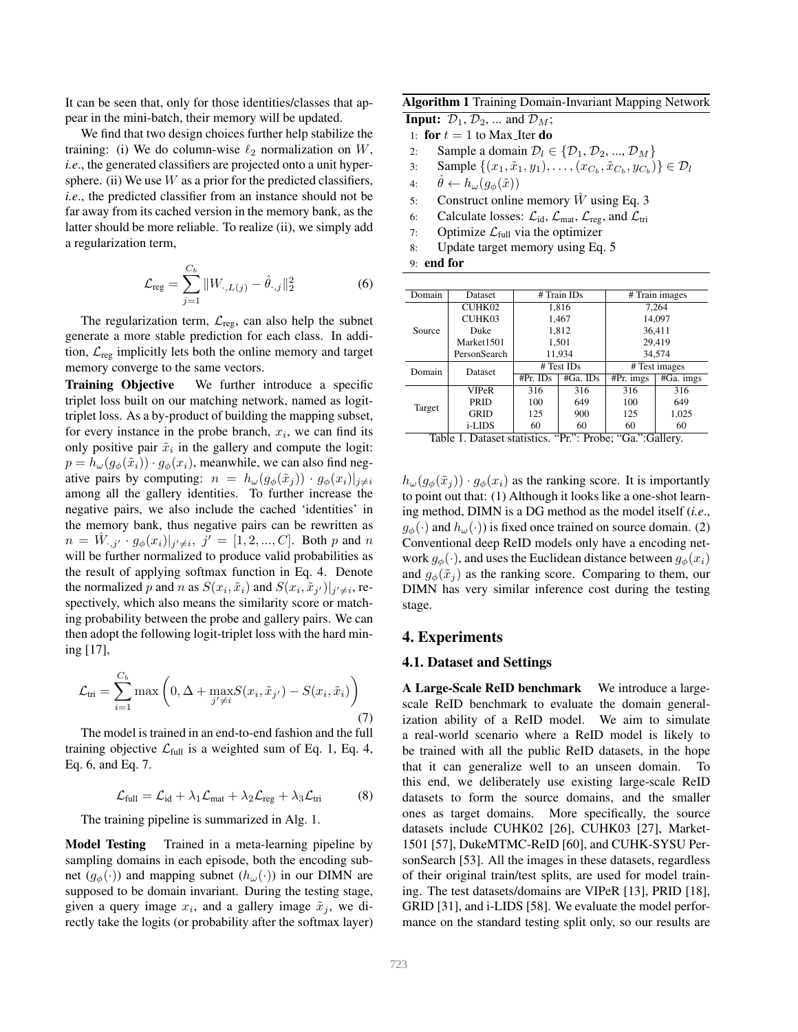It can be seen that, only for those identities/classes that appear in the mini-batch, their memory will be updated.

We find that two design choices further help stabilize the training: (i) We do column-wise $\ell_2$ normalization on $W$, *i.e.*, the generated classifiers are projected onto a unit hypersphere. (ii) We use $W$ as a prior for the predicted classifiers, *i.e.*, the predicted classifier from an instance should not be far away from its cached version in the memory bank, as the latter should be more reliable. To realize (ii), we simply add a regularization term,

$$\mathcal{L}_{\text{reg}} = \sum_{j=1}^{C_b} \|W_{\cdot,L(j)} - \hat{\theta}_{\cdot,j}\|_2^2 \tag{6}$$

The regularization term, $\mathcal{L}_{\text{reg}}$, can also help the subnet generate a more stable prediction for each class. In addition, $\mathcal{L}_{\text{reg}}$ implicitly lets both the online memory and target memory converge to the same vectors.

**Training Objective** We further introduce a specific triplet loss built on our matching network, named as logit-triplet loss. As a by-product of building the mapping subset, for every instance in the probe branch, $x_i$, we can find its only positive pair $\tilde{x}_i$ in the gallery and compute the logit: $p = h_\omega(g_\phi(\tilde{x}_i)) \cdot g_\phi(x_i)$, meanwhile, we can also find negative pairs by computing: $n = h_\omega(g_\phi(\tilde{x}_j)) \cdot g_\phi(x_i)|_{j \neq i}$ among all the gallery identities. To further increase the negative pairs, we also include the cached 'identities' in the memory bank, thus negative pairs can be rewritten as $n = \hat{W}_{\cdot,j'} \cdot g_\phi(x_i)|_{j' \neq i},\ j' = [1, 2, ..., C]$. Both $p$ and $n$ will be further normalized to produce valid probabilities as the result of applying softmax function in Eq. 4. Denote the normalized $p$ and $n$ as $S(x_i, \tilde{x}_i)$ and $S(x_i, \tilde{x}_{j'})|_{j' \neq i}$, respectively, which also means the similarity score or matching probability between the probe and gallery pairs. We can then adopt the following logit-triplet loss with the hard mining [17],

$$\mathcal{L}_{\text{tri}} = \sum_{i=1}^{C_b} \max\left(0, \Delta + \max_{j' \neq i} S(x_i, \tilde{x}_{j'}) - S(x_i, \tilde{x}_i)\right) \tag{7}$$

The model is trained in an end-to-end fashion and the full training objective $\mathcal{L}_{\text{full}}$ is a weighted sum of Eq. 1, Eq. 4, Eq. 6, and Eq. 7.

$$\mathcal{L}_{\text{full}} = \mathcal{L}_{\text{id}} + \lambda_1 \mathcal{L}_{\text{mat}} + \lambda_2 \mathcal{L}_{\text{reg}} + \lambda_3 \mathcal{L}_{\text{tri}} \tag{8}$$

The training pipeline is summarized in Alg. 1.

**Model Testing** Trained in a meta-learning pipeline by sampling domains in each episode, both the encoding subnet ($g_\phi(\cdot)$) and mapping subnet ($h_\omega(\cdot)$) in our DIMN are supposed to be domain invariant. During the testing stage, given a query image $x_i$, and a gallery image $\tilde{x}_j$, we directly take the logits (or probability after the softmax layer) $h_\omega(g_\phi(\tilde{x}_j)) \cdot g_\phi(x_i)$ as the ranking score. It is importantly to point out that: (1) Although it looks like a one-shot learning method, DIMN is a DG method as the model itself (*i.e.*, $g_\phi(\cdot)$ and $h_\omega(\cdot)$) is fixed once trained on source domain. (2) Conventional deep ReID models only have a encoding network $g_\phi(\cdot)$, and uses the Euclidean distance between $g_\phi(x_i)$ and $g_\phi(\tilde{x}_j)$ as the ranking score. Comparing to them, our DIMN has very similar inference cost during the testing stage.

**Algorithm 1** Training Domain-Invariant Mapping Network

**Input:** $\mathcal{D}_1, \mathcal{D}_2$, ... and $\mathcal{D}_M$;

1: **for** $t = 1$ to Max_Iter **do**
2: Sample a domain $\mathcal{D}_l \in \{\mathcal{D}_1, \mathcal{D}_2, ..., \mathcal{D}_M\}$
3: Sample $\{(x_1, \tilde{x}_1, y_1), \ldots, (x_{C_b}, \tilde{x}_{C_b}, y_{C_b})\} \in \mathcal{D}_l$
4: $\hat{\theta} \leftarrow h_\omega(g_\phi(\tilde{x}))$
5: Construct online memory $\hat{W}$ using Eq. 3
6: Calculate losses: $\mathcal{L}_{\text{id}}$, $\mathcal{L}_{\text{mat}}$, $\mathcal{L}_{\text{reg}}$, and $\mathcal{L}_{\text{tri}}$
7: Optimize $\mathcal{L}_{\text{full}}$ via the optimizer
8: Update target memory using Eq. 5
9: **end for**

| Domain | Dataset | # Train IDs | | # Train images | |
|---|---|---|---|---|---|
| Source | CUHK02 | 1,816 | | 7,264 | |
| | CUHK03 | 1,467 | | 14,097 | |
| | Duke | 1,812 | | 36,411 | |
| | Market1501 | 1,501 | | 29,419 | |
| | PersonSearch | 11,934 | | 34,574 | |
| Domain | Dataset | # Test IDs | | # Test images | |
| | | #Pr. IDs | #Ga. IDs | #Pr. imgs | #Ga. imgs |
| Target | VIPeR | 316 | 316 | 316 | 316 |
| | PRID | 100 | 649 | 100 | 649 |
| | GRID | 125 | 900 | 125 | 1,025 |
| | i-LIDS | 60 | 60 | 60 | 60 |

Table 1. Dataset statistics. "Pr.": Probe; "Ga.":Gallery.

## 4. Experiments

### 4.1. Dataset and Settings

**A Large-Scale ReID benchmark** We introduce a large-scale ReID benchmark to evaluate the domain generalization ability of a ReID model. We aim to simulate a real-world scenario where a ReID model is likely to be trained with all the public ReID datasets, in the hope that it can generalize well to an unseen domain. To this end, we deliberately use existing large-scale ReID datasets to form the source domains, and the smaller ones as target domains. More specifically, the source datasets include CUHK02 [26], CUHK03 [27], Market-1501 [57], DukeMTMC-ReID [60], and CUHK-SYSU PersonSearch [53]. All the images in these datasets, regardless of their original train/test splits, are used for model training. The test datasets/domains are VIPeR [13], PRID [18], GRID [31], and i-LIDS [58]. We evaluate the model performance on the standard testing split only, so our results are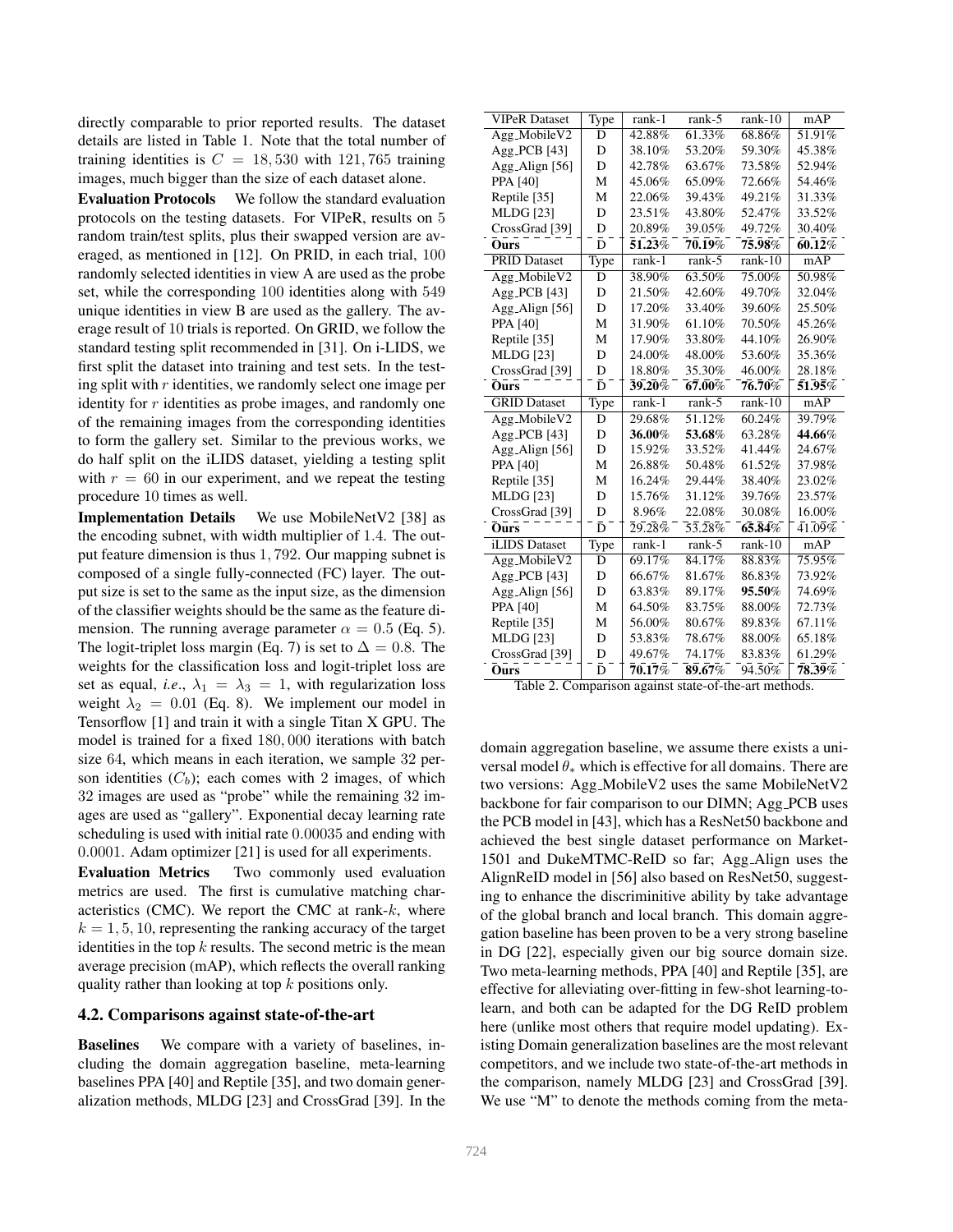directly comparable to prior reported results. The dataset details are listed in Table 1. Note that the total number of training identities is $C = 18,530$ with $121,765$ training images, much bigger than the size of each dataset alone.

**Evaluation Protocols** We follow the standard evaluation protocols on the testing datasets. For VIPeR, results on 5 random train/test splits, plus their swapped version are averaged, as mentioned in [12]. On PRID, in each trial, 100 randomly selected identities in view A are used as the probe set, while the corresponding 100 identities along with 549 unique identities in view B are used as the gallery. The average result of 10 trials is reported. On GRID, we follow the standard testing split recommended in [31]. On i-LIDS, we first split the dataset into training and test sets. In the testing split with $r$ identities, we randomly select one image per identity for $r$ identities as probe images, and randomly one of the remaining images from the corresponding identities to form the gallery set. Similar to the previous works, we do half split on the iLIDS dataset, yielding a testing split with $r = 60$ in our experiment, and we repeat the testing procedure 10 times as well.

**Implementation Details** We use MobileNetV2 [38] as the encoding subnet, with width multiplier of 1.4. The output feature dimension is thus $1,792$. Our mapping subnet is composed of a single fully-connected (FC) layer. The output size is set to the same as the input size, as the dimension of the classifier weights should be the same as the feature dimension. The running average parameter $\alpha = 0.5$ (Eq. 5). The logit-triplet loss margin (Eq. 7) is set to $\Delta = 0.8$. The weights for the classification loss and logit-triplet loss are set as equal, *i.e.*, $\lambda_1 = \lambda_3 = 1$, with regularization loss weight $\lambda_2 = 0.01$ (Eq. 8). We implement our model in Tensorflow [1] and train it with a single Titan X GPU. The model is trained for a fixed $180,000$ iterations with batch size 64, which means in each iteration, we sample 32 person identities ($C_b$); each comes with 2 images, of which 32 images are used as "probe" while the remaining 32 images are used as "gallery". Exponential decay learning rate scheduling is used with initial rate 0.00035 and ending with 0.0001. Adam optimizer [21] is used for all experiments.

**Evaluation Metrics** Two commonly used evaluation metrics are used. The first is cumulative matching characteristics (CMC). We report the CMC at rank-$k$, where $k = 1, 5, 10$, representing the ranking accuracy of the target identities in the top $k$ results. The second metric is the mean average precision (mAP), which reflects the overall ranking quality rather than looking at top $k$ positions only.

### 4.2. Comparisons against state-of-the-art

| VIPeR Dataset | Type | rank-1 | rank-5 | rank-10 | mAP |
|---|---|---|---|---|---|
| Agg_MobileV2 | D | 42.88% | 61.33% | 68.86% | 51.91% |
| Agg_PCB [43] | D | 38.10% | 53.20% | 59.30% | 45.38% |
| Agg_Align [56] | D | 42.78% | 63.67% | 73.58% | 52.94% |
| PPA [40] | M | 45.06% | 65.09% | 72.66% | 54.46% |
| Reptile [35] | M | 22.06% | 39.43% | 49.21% | 31.33% |
| MLDG [23] | D | 23.51% | 43.80% | 52.47% | 33.52% |
| CrossGrad [39] | D | 20.89% | 39.05% | 49.72% | 30.40% |
| **Ours** | D | **51.23%** | **70.19%** | **75.98%** | **60.12%** |
| PRID Dataset | Type | rank-1 | rank-5 | rank-10 | mAP |
| Agg_MobileV2 | D | 38.90% | 63.50% | 75.00% | 50.98% |
| Agg_PCB [43] | D | 21.50% | 42.60% | 49.70% | 32.04% |
| Agg_Align [56] | D | 17.20% | 33.40% | 39.60% | 25.50% |
| PPA [40] | M | 31.90% | 61.10% | 70.50% | 45.26% |
| Reptile [35] | M | 17.90% | 33.80% | 44.10% | 26.90% |
| MLDG [23] | D | 24.00% | 48.00% | 53.60% | 35.36% |
| CrossGrad [39] | D | 18.80% | 35.30% | 46.00% | 28.18% |
| **Ours** | D | **39.20%** | **67.00%** | **76.70%** | **51.95%** |
| GRID Dataset | Type | rank-1 | rank-5 | rank-10 | mAP |
| Agg_MobileV2 | D | 29.68% | 51.12% | 60.24% | 39.79% |
| Agg_PCB [43] | D | **36.00%** | **53.68%** | 63.28% | **44.66%** |
| Agg_Align [56] | D | 15.92% | 33.52% | 41.44% | 24.67% |
| PPA [40] | M | 26.88% | 50.48% | 61.52% | 37.98% |
| Reptile [35] | M | 16.24% | 29.44% | 38.40% | 23.02% |
| MLDG [23] | D | 15.76% | 31.12% | 39.76% | 23.57% |
| CrossGrad [39] | D | 8.96% | 22.08% | 30.08% | 16.00% |
| **Ours** | D | 29.28% | 53.28% | **65.84%** | 41.09% |
| iLIDS Dataset | Type | rank-1 | rank-5 | rank-10 | mAP |
| Agg_MobileV2 | D | 69.17% | 84.17% | 88.83% | 75.95% |
| Agg_PCB [43] | D | 66.67% | 81.67% | 86.83% | 73.92% |
| Agg_Align [56] | D | 63.83% | 89.17% | **95.50%** | 74.69% |
| PPA [40] | M | 64.50% | 83.75% | 88.00% | 72.73% |
| Reptile [35] | M | 56.00% | 80.67% | 89.83% | 67.11% |
| MLDG [23] | D | 53.83% | 78.67% | 88.00% | 65.18% |
| CrossGrad [39] | D | 49.67% | 74.17% | 83.83% | 61.29% |
| **Ours** | D | **70.17%** | **89.67%** | 94.50% | **78.39%** |

Table 2. Comparison against state-of-the-art methods.

**Baselines** We compare with a variety of baselines, including the domain aggregation baseline, meta-learning baselines PPA [40] and Reptile [35], and two domain generalization methods, MLDG [23] and CrossGrad [39]. In the domain aggregation baseline, we assume there exists a universal model $\theta_*$ which is effective for all domains. There are two versions: Agg_MobileV2 uses the same MobileNetV2 backbone for fair comparison to our DIMN; Agg_PCB uses the PCB model in [43], which has a ResNet50 backbone and achieved the best single dataset performance on Market-1501 and DukeMTMC-ReID so far; Agg_Align uses the AlignReID model in [56] also based on ResNet50, suggesting to enhance the discriminitive ability by take advantage of the global branch and local branch. This domain aggregation baseline has been proven to be a very strong baseline in DG [22], especially given our big source domain size. Two meta-learning methods, PPA [40] and Reptile [35], are effective for alleviating over-fitting in few-shot learning-to-learn, and both can be adapted for the DG ReID problem here (unlike most others that require model updating). Existing Domain generalization baselines are the most relevant competitors, and we include two state-of-the-art methods in the comparison, namely MLDG [23] and CrossGrad [39]. We use "M" to denote the methods coming from the meta-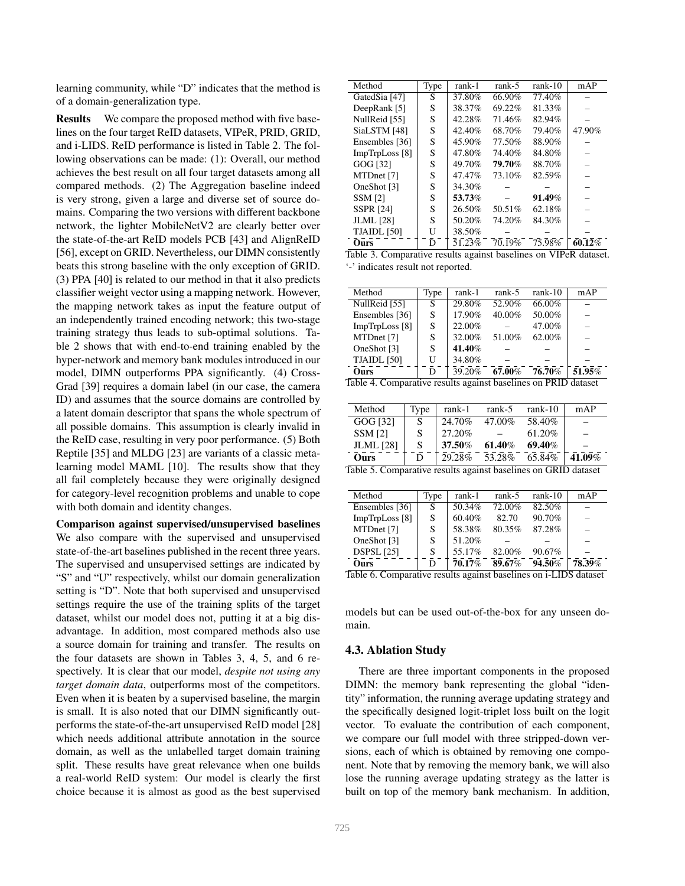learning community, while "D" indicates that the method is of a domain-generalization type.

**Results** We compare the proposed method with five baselines on the four target ReID datasets, VIPeR, PRID, GRID, and i-LIDS. ReID performance is listed in Table 2. The following observations can be made: (1): Overall, our method achieves the best result on all four target datasets among all compared methods. (2) The Aggregation baseline indeed is very strong, given a large and diverse set of source domains. Comparing the two versions with different backbone network, the lighter MobileNetV2 is clearly better over the state-of-the-art ReID models PCB [43] and AlignReID [56], except on GRID. Nevertheless, our DIMN consistently beats this strong baseline with the only exception of GRID. (3) PPA [40] is related to our method in that it also predicts classifier weight vector using a mapping network. However, the mapping network takes as input the feature output of an independently trained encoding network; this two-stage training strategy thus leads to sub-optimal solutions. Table 2 shows that with end-to-end training enabled by the hyper-network and memory bank modules introduced in our model, DIMN outperforms PPA significantly. (4) CrossGrad [39] requires a domain label (in our case, the camera ID) and assumes that the source domains are controlled by a latent domain descriptor that spans the whole spectrum of all possible domains. This assumption is clearly invalid in the ReID case, resulting in very poor performance. (5) Both Reptile [35] and MLDG [23] are variants of a classic meta-learning model MAML [10]. The results show that they all fail completely because they were originally designed for category-level recognition problems and unable to cope with both domain and identity changes.

**Comparison against supervised/unsupervised baselines** We also compare with the supervised and unsupervised state-of-the-art baselines published in the recent three years. The supervised and unsupervised settings are indicated by "S" and "U" respectively, whilst our domain generalization setting is "D". Note that both supervised and unsupervised settings require the use of the training splits of the target dataset, whilst our model does not, putting it at a big disadvantage. In addition, most compared methods also use a source domain for training and transfer. The results on the four datasets are shown in Tables 3, 4, 5, and 6 respectively. It is clear that our model, *despite not using any target domain data*, outperforms most of the competitors. Even when it is beaten by a supervised baseline, the margin is small. It is also noted that our DIMN significantly outperforms the state-of-the-art unsupervised ReID model [28] which needs additional attribute annotation in the source domain, as well as the unlabelled target domain training split. These results have great relevance when one builds a real-world ReID system: Our model is clearly the first choice because it is almost as good as the best supervised models but can be used out-of-the-box for any unseen domain.

| Method | Type | rank-1 | rank-5 | rank-10 | mAP |
|---|---|---|---|---|---|
| GatedSia [47] | S | 37.80% | 66.90% | 77.40% | – |
| DeepRank [5] | S | 38.37% | 69.22% | 81.33% | – |
| NullReid [55] | S | 42.28% | 71.46% | 82.94% | – |
| SiaLSTM [48] | S | 42.40% | 68.70% | 79.40% | 47.90% |
| Ensembles [36] | S | 45.90% | 77.50% | 88.90% | – |
| ImpTrpLoss [8] | S | 47.80% | 74.40% | 84.80% | – |
| GOG [32] | S | 49.70% | **79.70%** | 88.70% | – |
| MTDnet [7] | S | 47.47% | 73.10% | 82.59% | – |
| OneShot [3] | S | 34.30% | – | – | – |
| SSM [2] | S | **53.73%** | – | **91.49%** | – |
| SSPR [24] | S | 26.50% | 50.51% | 62.18% | – |
| JLML [28] | S | 50.20% | 74.20% | 84.30% | – |
| TJAIDL [50] | U | 38.50% | – | – | – |
| **Ours** | D | 51.23% | 70.19% | 75.98% | **60.12%** |

Table 3. Comparative results against baselines on VIPeR dataset. '-' indicates result not reported.

| Method | Type | rank-1 | rank-5 | rank-10 | mAP |
|---|---|---|---|---|---|
| NullReid [55] | S | 29.80% | 52.90% | 66.00% | – |
| Ensembles [36] | S | 17.90% | 40.00% | 50.00% | – |
| ImpTrpLoss [8] | S | 22.00% | – | 47.00% | – |
| MTDnet [7] | S | 32.00% | 51.00% | 62.00% | – |
| OneShot [3] | S | **41.40%** | – | – | – |
| TJAIDL [50] | U | 34.80% | – | – | – |
| **Ours** | D | 39.20% | **67.00%** | **76.70%** | **51.95%** |

Table 4. Comparative results against baselines on PRID dataset

| Method | Type | rank-1 | rank-5 | rank-10 | mAP |
|---|---|---|---|---|---|
| GOG [32] | S | 24.70% | 47.00% | 58.40% | – |
| SSM [2] | S | 27.20% | – | 61.20% | – |
| JLML [28] | S | **37.50%** | **61.40%** | **69.40%** | – |
| **Ours** | D | 29.28% | 53.28% | 65.84% | **41.09%** |

Table 5. Comparative results against baselines on GRID dataset

| Method | Type | rank-1 | rank-5 | rank-10 | mAP |
|---|---|---|---|---|---|
| Ensembles [36] | S | 50.34% | 72.00% | 82.50% | – |
| ImpTrpLoss [8] | S | 60.40% | 82.70 | 90.70% | – |
| MTDnet [7] | S | 58.38% | 80.35% | 87.28% | – |
| OneShot [3] | S | 51.20% | – | – | – |
| DSPSL [25] | S | 55.17% | 82.00% | 90.67% | – |
| **Ours** | D | **70.17%** | **89.67%** | **94.50%** | **78.39%** |

Table 6. Comparative results against baselines on i-LIDS dataset

## 4.3. Ablation Study

There are three important components in the proposed DIMN: the memory bank representing the global "identity" information, the running average updating strategy and the specifically designed logit-triplet loss built on the logit vector. To evaluate the contribution of each component, we compare our full model with three stripped-down versions, each of which is obtained by removing one component. Note that by removing the memory bank, we will also lose the running average updating strategy as the latter is built on top of the memory bank mechanism. In addition,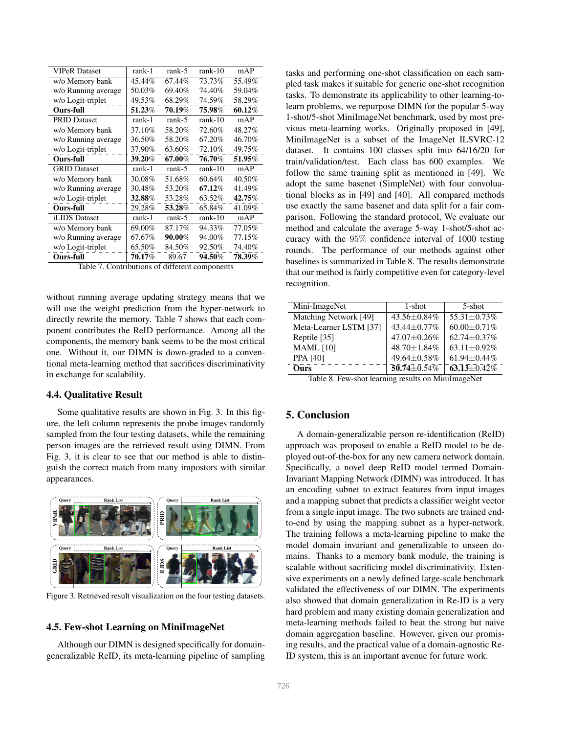| VIPeR Dataset | rank-1 | rank-5 | rank-10 | mAP |
|---|---|---|---|---|
| w/o Memory bank | 45.44% | 67.44% | 73.73% | 55.49% |
| w/o Running average | 50.03% | 69.40% | 74.40% | 59.04% |
| w/o Logit-triplet | 49.53% | 68.29% | 74.59% | 58.29% |
| **Ours-full** | **51.23%** | **70.19%** | **75.98%** | **60.12%** |
| PRID Dataset | rank-1 | rank-5 | rank-10 | mAP |
| w/o Memory bank | 37.10% | 58.20% | 72.60% | 48.27% |
| w/o Running average | 36.50% | 58.20% | 67.20% | 46.70% |
| w/o Logit-triplet | 37.90% | 63.60% | 72.10% | 49.75% |
| **Ours-full** | **39.20%** | **67.00%** | **76.70%** | **51.95%** |
| GRID Dataset | rank-1 | rank-5 | rank-10 | mAP |
| w/o Memory bank | 30.08% | 51.68% | 60.64% | 40.50% |
| w/o Running average | 30.48% | 53.20% | **67.12%** | 41.49% |
| w/o Logit-triplet | **32.88%** | 53.28% | 63.52% | **42.75%** |
| **Ours-full** | 29.28% | **53.28%** | 65.84% | 41.09% |
| iLIDS Dataset | rank-1 | rank-5 | rank-10 | mAP |
| w/o Memory bank | 69.00% | 87.17% | 94.33% | 77.05% |
| w/o Running average | 67.67% | **90.00%** | 94.00% | 77.15% |
| w/o Logit-triplet | 65.50% | 84.50% | 92.50% | 74.40% |
| **Ours-full** | **70.17%** | 89.67 | **94.50%** | **78.39%** |

Table 7. Contributions of different components

without running average updating strategy means that we will use the weight prediction from the hyper-network to directly rewrite the memory. Table 7 shows that each component contributes the ReID performance. Among all the components, the memory bank seems to be the most critical one. Without it, our DIMN is down-graded to a conventional meta-learning method that sacrifices discriminativity in exchange for scalability.

### 4.4. Qualitative Result

Some qualitative results are shown in Fig. 3. In this figure, the left column represents the probe images randomly sampled from the four testing datasets, while the remaining person images are the retrieved result using DIMN. From Fig. 3, it is clear to see that our method is able to distinguish the correct match from many impostors with similar appearances.

Figure 3. Retrieved result visualization on the four testing datasets.

### 4.5. Few-shot Learning on MiniImageNet

Although our DIMN is designed specifically for domain-generalizable ReID, its meta-learning pipeline of sampling tasks and performing one-shot classification on each sampled task makes it suitable for generic one-shot recognition tasks. To demonstrate its applicability to other learning-to-learn problems, we repurpose DIMN for the popular 5-way 1-shot/5-shot MiniImageNet benchmark, used by most previous meta-learning works. Originally proposed in [49], MiniImageNet is a subset of the ImageNet ILSVRC-12 dataset. It contains 100 classes split into 64/16/20 for train/validation/test. Each class has 600 examples. We follow the same training split as mentioned in [49]. We adopt the same basenet (SimpleNet) with four convoluational blocks as in [49] and [40]. All compared methods use exactly the same basenet and data split for a fair comparison. Following the standard protocol, We evaluate our method and calculate the average 5-way 1-shot/5-shot accuracy with the 95% confidence interval of 1000 testing rounds. The performance of our method against other baselines is summarized in Table 8. The results demonstrate that our method is fairly competitive even for category-level recognition.

| Mini-ImageNet | 1-shot | 5-shot |
|---|---|---|
| Matching Network [49] | 43.56±0.84% | 55.31±0.73% |
| Meta-Learner LSTM [37] | 43.44±0.77% | 60.00±0.71% |
| Reptile [35] | 47.07±0.26% | 62.74±0.37% |
| MAML [10] | 48.70±1.84% | 63.11±0.92% |
| PPA [40] | 49.64±0.58% | 61.94±0.44% |
| **Ours** | **50.74**±0.54% | **63.13**±0.42% |

Table 8. Few-shot learning results on MiniImageNet

## 5. Conclusion

A domain-generalizable person re-identification (ReID) approach was proposed to enable a ReID model to be deployed out-of-the-box for any new camera network domain. Specifically, a novel deep ReID model termed Domain-Invariant Mapping Network (DIMN) was introduced. It has an encoding subnet to extract features from input images and a mapping subnet that predicts a classifier weight vector from a single input image. The two subnets are trained end-to-end by using the mapping subnet as a hyper-network. The training follows a meta-learning pipeline to make the model domain invariant and generalizable to unseen domains. Thanks to a memory bank module, the training is scalable without sacrificing model discriminativity. Extensive experiments on a newly defined large-scale benchmark validated the effectiveness of our DIMN. The experiments also showed that domain generalization in Re-ID is a very hard problem and many existing domain generalization and meta-learning methods failed to beat the strong but naive domain aggregation baseline. However, given our promising results, and the practical value of a domain-agnostic Re-ID system, this is an important avenue for future work.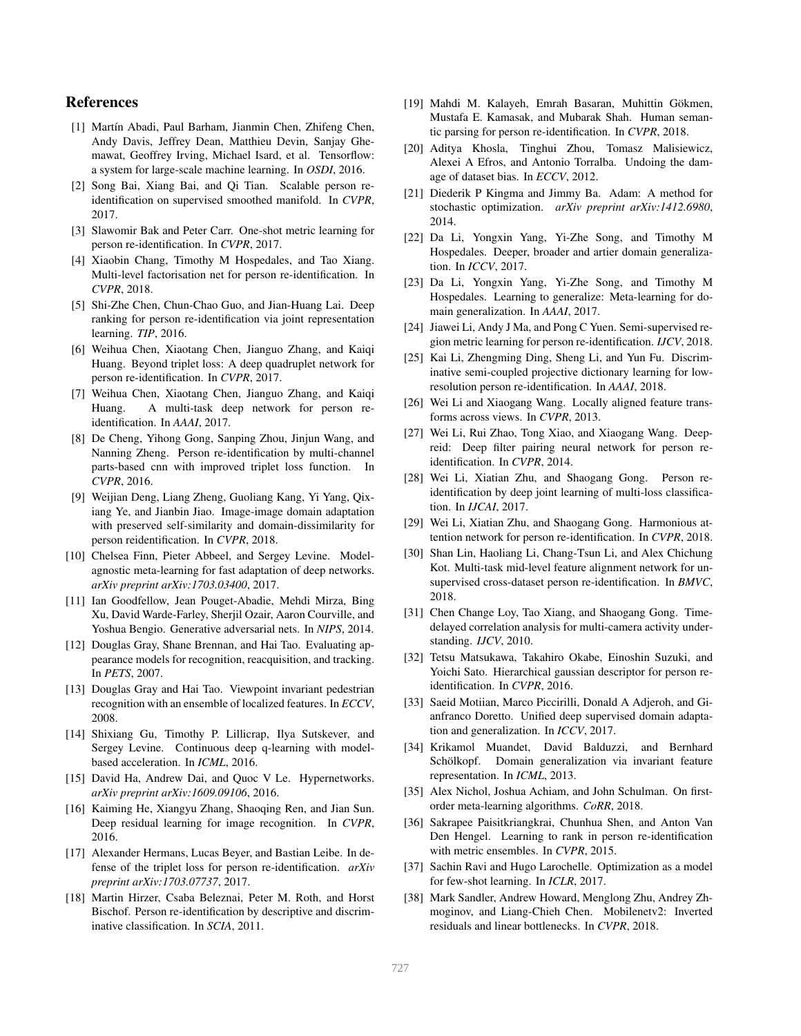## References

[1] Martín Abadi, Paul Barham, Jianmin Chen, Zhifeng Chen, Andy Davis, Jeffrey Dean, Matthieu Devin, Sanjay Ghemawat, Geoffrey Irving, Michael Isard, et al. Tensorflow: a system for large-scale machine learning. In *OSDI*, 2016.

[2] Song Bai, Xiang Bai, and Qi Tian. Scalable person re-identification on supervised smoothed manifold. In *CVPR*, 2017.

[3] Slawomir Bak and Peter Carr. One-shot metric learning for person re-identification. In *CVPR*, 2017.

[4] Xiaobin Chang, Timothy M Hospedales, and Tao Xiang. Multi-level factorisation net for person re-identification. In *CVPR*, 2018.

[5] Shi-Zhe Chen, Chun-Chao Guo, and Jian-Huang Lai. Deep ranking for person re-identification via joint representation learning. *TIP*, 2016.

[6] Weihua Chen, Xiaotang Chen, Jianguo Zhang, and Kaiqi Huang. Beyond triplet loss: A deep quadruplet network for person re-identification. In *CVPR*, 2017.

[7] Weihua Chen, Xiaotang Chen, Jianguo Zhang, and Kaiqi Huang. A multi-task deep network for person re-identification. In *AAAI*, 2017.

[8] De Cheng, Yihong Gong, Sanping Zhou, Jinjun Wang, and Nanning Zheng. Person re-identification by multi-channel parts-based cnn with improved triplet loss function. In *CVPR*, 2016.

[9] Weijian Deng, Liang Zheng, Guoliang Kang, Yi Yang, Qixiang Ye, and Jianbin Jiao. Image-image domain adaptation with preserved self-similarity and domain-dissimilarity for person reidentification. In *CVPR*, 2018.

[10] Chelsea Finn, Pieter Abbeel, and Sergey Levine. Model-agnostic meta-learning for fast adaptation of deep networks. *arXiv preprint arXiv:1703.03400*, 2017.

[11] Ian Goodfellow, Jean Pouget-Abadie, Mehdi Mirza, Bing Xu, David Warde-Farley, Sherjil Ozair, Aaron Courville, and Yoshua Bengio. Generative adversarial nets. In *NIPS*, 2014.

[12] Douglas Gray, Shane Brennan, and Hai Tao. Evaluating appearance models for recognition, reacquisition, and tracking. In *PETS*, 2007.

[13] Douglas Gray and Hai Tao. Viewpoint invariant pedestrian recognition with an ensemble of localized features. In *ECCV*, 2008.

[14] Shixiang Gu, Timothy P. Lillicrap, Ilya Sutskever, and Sergey Levine. Continuous deep q-learning with model-based acceleration. In *ICML*, 2016.

[15] David Ha, Andrew Dai, and Quoc V Le. Hypernetworks. *arXiv preprint arXiv:1609.09106*, 2016.

[16] Kaiming He, Xiangyu Zhang, Shaoqing Ren, and Jian Sun. Deep residual learning for image recognition. In *CVPR*, 2016.

[17] Alexander Hermans, Lucas Beyer, and Bastian Leibe. In defense of the triplet loss for person re-identification. *arXiv preprint arXiv:1703.07737*, 2017.

[18] Martin Hirzer, Csaba Beleznai, Peter M. Roth, and Horst Bischof. Person re-identification by descriptive and discriminative classification. In *SCIA*, 2011.

[19] Mahdi M. Kalayeh, Emrah Basaran, Muhittin Gökmen, Mustafa E. Kamasak, and Mubarak Shah. Human semantic parsing for person re-identification. In *CVPR*, 2018.

[20] Aditya Khosla, Tinghui Zhou, Tomasz Malisiewicz, Alexei A Efros, and Antonio Torralba. Undoing the damage of dataset bias. In *ECCV*, 2012.

[21] Diederik P Kingma and Jimmy Ba. Adam: A method for stochastic optimization. *arXiv preprint arXiv:1412.6980*, 2014.

[22] Da Li, Yongxin Yang, Yi-Zhe Song, and Timothy M Hospedales. Deeper, broader and artier domain generalization. In *ICCV*, 2017.

[23] Da Li, Yongxin Yang, Yi-Zhe Song, and Timothy M Hospedales. Learning to generalize: Meta-learning for domain generalization. In *AAAI*, 2017.

[24] Jiawei Li, Andy J Ma, and Pong C Yuen. Semi-supervised region metric learning for person re-identification. *IJCV*, 2018.

[25] Kai Li, Zhengming Ding, Sheng Li, and Yun Fu. Discriminative semi-coupled projective dictionary learning for low-resolution person re-identification. In *AAAI*, 2018.

[26] Wei Li and Xiaogang Wang. Locally aligned feature transforms across views. In *CVPR*, 2013.

[27] Wei Li, Rui Zhao, Tong Xiao, and Xiaogang Wang. Deepreid: Deep filter pairing neural network for person re-identification. In *CVPR*, 2014.

[28] Wei Li, Xiatian Zhu, and Shaogang Gong. Person re-identification by deep joint learning of multi-loss classification. In *IJCAI*, 2017.

[29] Wei Li, Xiatian Zhu, and Shaogang Gong. Harmonious attention network for person re-identification. In *CVPR*, 2018.

[30] Shan Lin, Haoliang Li, Chang-Tsun Li, and Alex Chichung Kot. Multi-task mid-level feature alignment network for unsupervised cross-dataset person re-identification. In *BMVC*, 2018.

[31] Chen Change Loy, Tao Xiang, and Shaogang Gong. Time-delayed correlation analysis for multi-camera activity understanding. *IJCV*, 2010.

[32] Tetsu Matsukawa, Takahiro Okabe, Einoshin Suzuki, and Yoichi Sato. Hierarchical gaussian descriptor for person re-identification. In *CVPR*, 2016.

[33] Saeid Motiian, Marco Piccirilli, Donald A Adjeroh, and Gianfranco Doretto. Unified deep supervised domain adaptation and generalization. In *ICCV*, 2017.

[34] Krikamol Muandet, David Balduzzi, and Bernhard Schölkopf. Domain generalization via invariant feature representation. In *ICML*, 2013.

[35] Alex Nichol, Joshua Achiam, and John Schulman. On first-order meta-learning algorithms. *CoRR*, 2018.

[36] Sakrapee Paisitkriangkrai, Chunhua Shen, and Anton Van Den Hengel. Learning to rank in person re-identification with metric ensembles. In *CVPR*, 2015.

[37] Sachin Ravi and Hugo Larochelle. Optimization as a model for few-shot learning. In *ICLR*, 2017.

[38] Mark Sandler, Andrew Howard, Menglong Zhu, Andrey Zhmoginov, and Liang-Chieh Chen. Mobilenetv2: Inverted residuals and linear bottlenecks. In *CVPR*, 2018.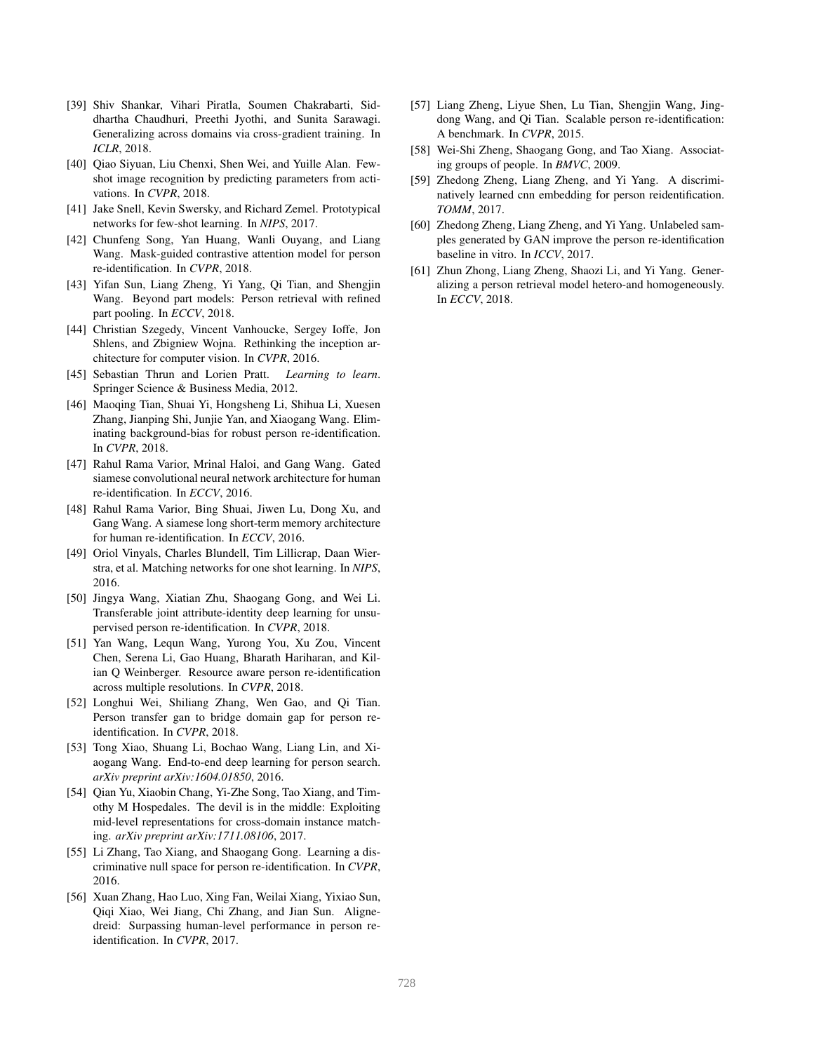[39] Shiv Shankar, Vihari Piratla, Soumen Chakrabarti, Siddhartha Chaudhuri, Preethi Jyothi, and Sunita Sarawagi. Generalizing across domains via cross-gradient training. In *ICLR*, 2018.

[40] Qiao Siyuan, Liu Chenxi, Shen Wei, and Yuille Alan. Few-shot image recognition by predicting parameters from activations. In *CVPR*, 2018.

[41] Jake Snell, Kevin Swersky, and Richard Zemel. Prototypical networks for few-shot learning. In *NIPS*, 2017.

[42] Chunfeng Song, Yan Huang, Wanli Ouyang, and Liang Wang. Mask-guided contrastive attention model for person re-identification. In *CVPR*, 2018.

[43] Yifan Sun, Liang Zheng, Yi Yang, Qi Tian, and Shengjin Wang. Beyond part models: Person retrieval with refined part pooling. In *ECCV*, 2018.

[44] Christian Szegedy, Vincent Vanhoucke, Sergey Ioffe, Jon Shlens, and Zbigniew Wojna. Rethinking the inception architecture for computer vision. In *CVPR*, 2016.

[45] Sebastian Thrun and Lorien Pratt. *Learning to learn*. Springer Science & Business Media, 2012.

[46] Maoqing Tian, Shuai Yi, Hongsheng Li, Shihua Li, Xuesen Zhang, Jianping Shi, Junjie Yan, and Xiaogang Wang. Eliminating background-bias for robust person re-identification. In *CVPR*, 2018.

[47] Rahul Rama Varior, Mrinal Haloi, and Gang Wang. Gated siamese convolutional neural network architecture for human re-identification. In *ECCV*, 2016.

[48] Rahul Rama Varior, Bing Shuai, Jiwen Lu, Dong Xu, and Gang Wang. A siamese long short-term memory architecture for human re-identification. In *ECCV*, 2016.

[49] Oriol Vinyals, Charles Blundell, Tim Lillicrap, Daan Wierstra, et al. Matching networks for one shot learning. In *NIPS*, 2016.

[50] Jingya Wang, Xiatian Zhu, Shaogang Gong, and Wei Li. Transferable joint attribute-identity deep learning for unsupervised person re-identification. In *CVPR*, 2018.

[51] Yan Wang, Lequn Wang, Yurong You, Xu Zou, Vincent Chen, Serena Li, Gao Huang, Bharath Hariharan, and Kilian Q Weinberger. Resource aware person re-identification across multiple resolutions. In *CVPR*, 2018.

[52] Longhui Wei, Shiliang Zhang, Wen Gao, and Qi Tian. Person transfer gan to bridge domain gap for person re-identification. In *CVPR*, 2018.

[53] Tong Xiao, Shuang Li, Bochao Wang, Liang Lin, and Xiaogang Wang. End-to-end deep learning for person search. *arXiv preprint arXiv:1604.01850*, 2016.

[54] Qian Yu, Xiaobin Chang, Yi-Zhe Song, Tao Xiang, and Timothy M Hospedales. The devil is in the middle: Exploiting mid-level representations for cross-domain instance matching. *arXiv preprint arXiv:1711.08106*, 2017.

[55] Li Zhang, Tao Xiang, and Shaogang Gong. Learning a discriminative null space for person re-identification. In *CVPR*, 2016.

[56] Xuan Zhang, Hao Luo, Xing Fan, Weilai Xiang, Yixiao Sun, Qiqi Xiao, Wei Jiang, Chi Zhang, and Jian Sun. Alignedreid: Surpassing human-level performance in person re-identification. In *CVPR*, 2017.

[57] Liang Zheng, Liyue Shen, Lu Tian, Shengjin Wang, Jingdong Wang, and Qi Tian. Scalable person re-identification: A benchmark. In *CVPR*, 2015.

[58] Wei-Shi Zheng, Shaogang Gong, and Tao Xiang. Associating groups of people. In *BMVC*, 2009.

[59] Zhedong Zheng, Liang Zheng, and Yi Yang. A discriminatively learned cnn embedding for person reidentification. *TOMM*, 2017.

[60] Zhedong Zheng, Liang Zheng, and Yi Yang. Unlabeled samples generated by GAN improve the person re-identification baseline in vitro. In *ICCV*, 2017.

[61] Zhun Zhong, Liang Zheng, Shaozi Li, and Yi Yang. Generalizing a person retrieval model hetero-and homogeneously. In *ECCV*, 2018.